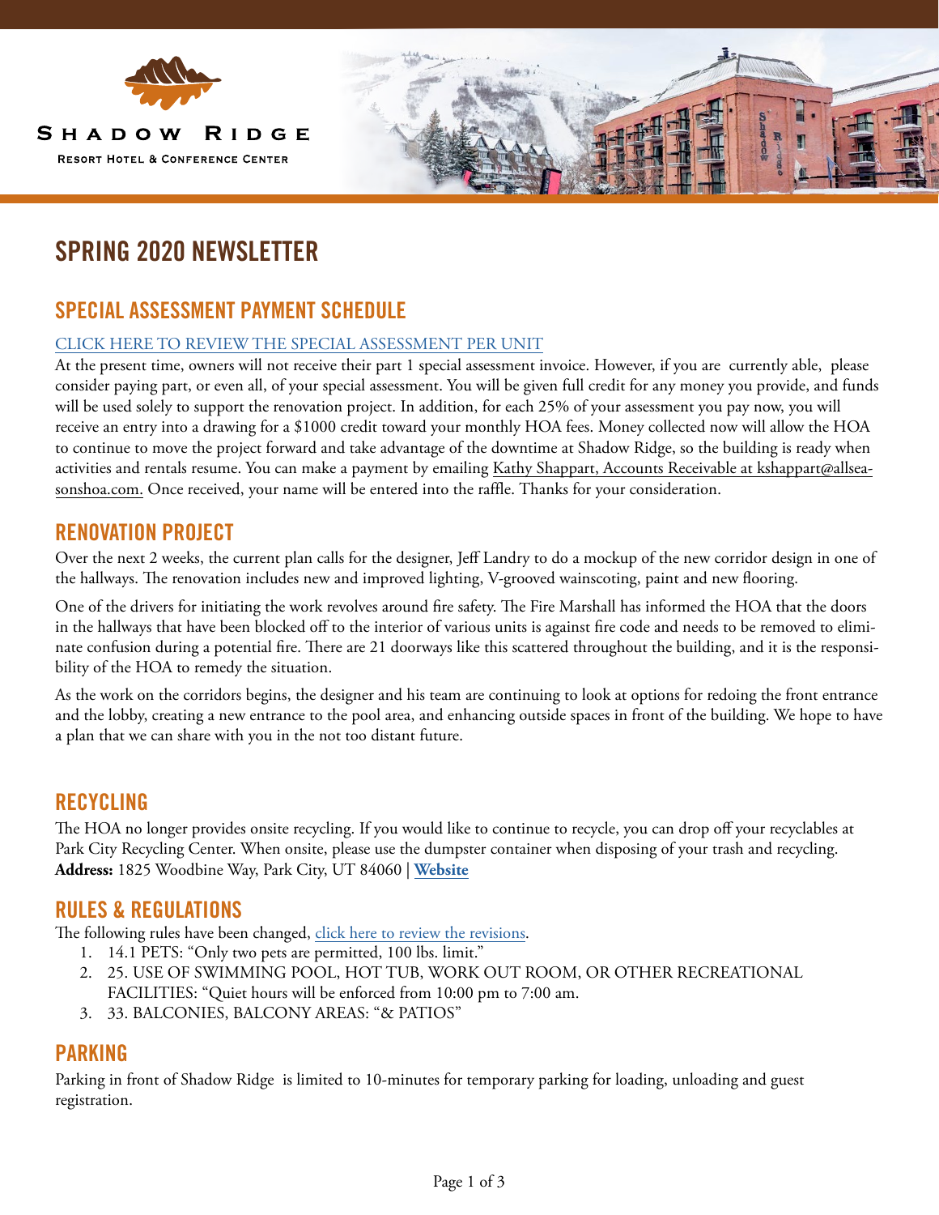Shadow Ridge

Resort Hotel & Conference Center

# SPRING 2020 NEWSLETTER

## SPECIAL ASSESSMENT PAYMENT SCHEDULE

CLICK HERE TO REVIEW THE SPECIAL ASSESSMENT PER UNIT

At the present time, owners will not receive their part 1 special assessment invoice. However, if you are currently able, please consider paying part, or even all, of your special assessment. You will be given full credit for any money you provide, and funds will be used solely to support the renovation project. In addition, for each 25% of your assessment you pay now, you will receive an entry into a drawing for a $1000 credit toward your monthly HOA fees. Money collected now will allow the HOA to continue to move the project forward and take advantage of the downtime at Shadow Ridge, so the building is ready when activities and rentals resume. You can make a payment by emailing Kathy Shappart, Accounts Receivable at kshappart@allseasonshoa.com. Once received, your name will be entered into the raffle. Thanks for your consideration.

## RENOVATION PROJECT

Over the next 2 weeks, the current plan calls for the designer, Jeff Landry to do a mockup of the new corridor design in one of the hallways. The renovation includes new and improved lighting, V-grooved wainscoting, paint and new flooring.

One of the drivers for initiating the work revolves around fire safety. The Fire Marshall has informed the HOA that the doors in the hallways that have been blocked off to the interior of various units is against fire code and needs to be removed to eliminate confusion during a potential fire. There are 21 doorways like this scattered throughout the building, and it is the responsibility of the HOA to remedy the situation.

As the work on the corridors begins, the designer and his team are continuing to look at options for redoing the front entrance and the lobby, creating a new entrance to the pool area, and enhancing outside spaces in front of the building. We hope to have a plan that we can share with you in the not too distant future.

## RECYCLING

The HOA no longer provides onsite recycling. If you would like to continue to recycle, you can drop off your recyclables at Park City Recycling Center. When onsite, please use the dumpster container when disposing of your trash and recycling. **Address:** 1825 Woodbine Way, Park City, UT 84060 | **Website**

## RULES & REGULATIONS

The following rules have been changed, click here to review the revisions.

1. 14.1 PETS: "Only two pets are permitted, 100 lbs. limit."
2. 25. USE OF SWIMMING POOL, HOT TUB, WORK OUT ROOM, OR OTHER RECREATIONAL FACILITIES: "Quiet hours will be enforced from 10:00 pm to 7:00 am.
3. 33. BALCONIES, BALCONY AREAS: "& PATIOS"

## PARKING

Parking in front of Shadow Ridge is limited to 10-minutes for temporary parking for loading, unloading and guest registration.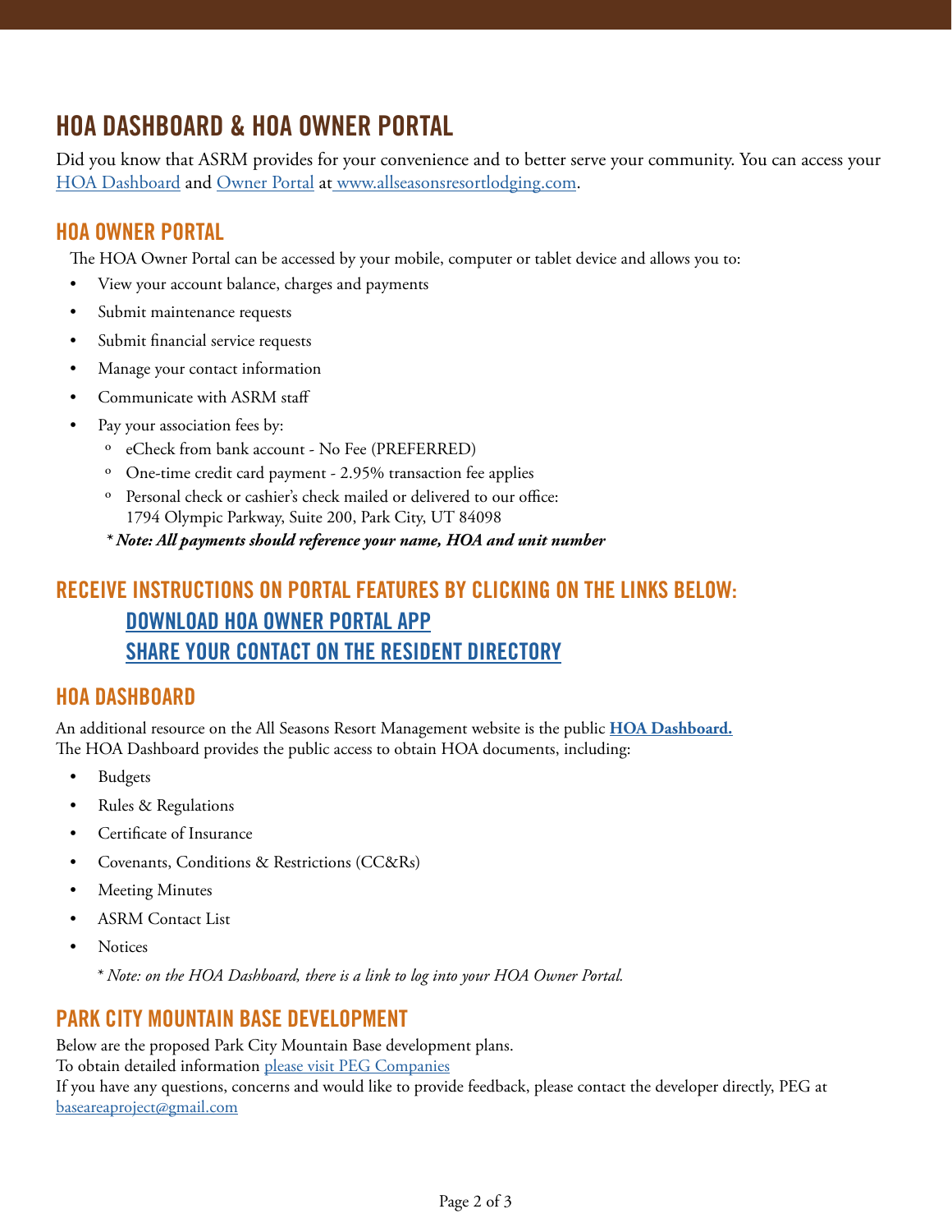# HOA DASHBOARD & HOA OWNER PORTAL

Did you know that ASRM provides for your convenience and to better serve your community. You can access your HOA Dashboard and Owner Portal at www.allseasonsresortlodging.com.

## HOA OWNER PORTAL

The HOA Owner Portal can be accessed by your mobile, computer or tablet device and allows you to:

- View your account balance, charges and payments
- Submit maintenance requests
- Submit financial service requests
- Manage your contact information
- Communicate with ASRM staff
- Pay your association fees by:
  - eCheck from bank account - No Fee (PREFERRED)
  - One-time credit card payment - 2.95% transaction fee applies
  - Personal check or cashier's check mailed or delivered to our office: 1794 Olympic Parkway, Suite 200, Park City, UT 84098

*\* Note: All payments should reference your name, HOA and unit number*

## RECEIVE INSTRUCTIONS ON PORTAL FEATURES BY CLICKING ON THE LINKS BELOW:

DOWNLOAD HOA OWNER PORTAL APP

SHARE YOUR CONTACT ON THE RESIDENT DIRECTORY

## HOA DASHBOARD

An additional resource on the All Seasons Resort Management website is the public **HOA Dashboard.**
The HOA Dashboard provides the public access to obtain HOA documents, including:

- Budgets
- Rules & Regulations
- Certificate of Insurance
- Covenants, Conditions & Restrictions (CC&Rs)
- Meeting Minutes
- ASRM Contact List
- Notices

*\* Note: on the HOA Dashboard, there is a link to log into your HOA Owner Portal.*

## PARK CITY MOUNTAIN BASE DEVELOPMENT

Below are the proposed Park City Mountain Base development plans.
To obtain detailed information please visit PEG Companies
If you have any questions, concerns and would like to provide feedback, please contact the developer directly, PEG at baseareaproject@gmail.com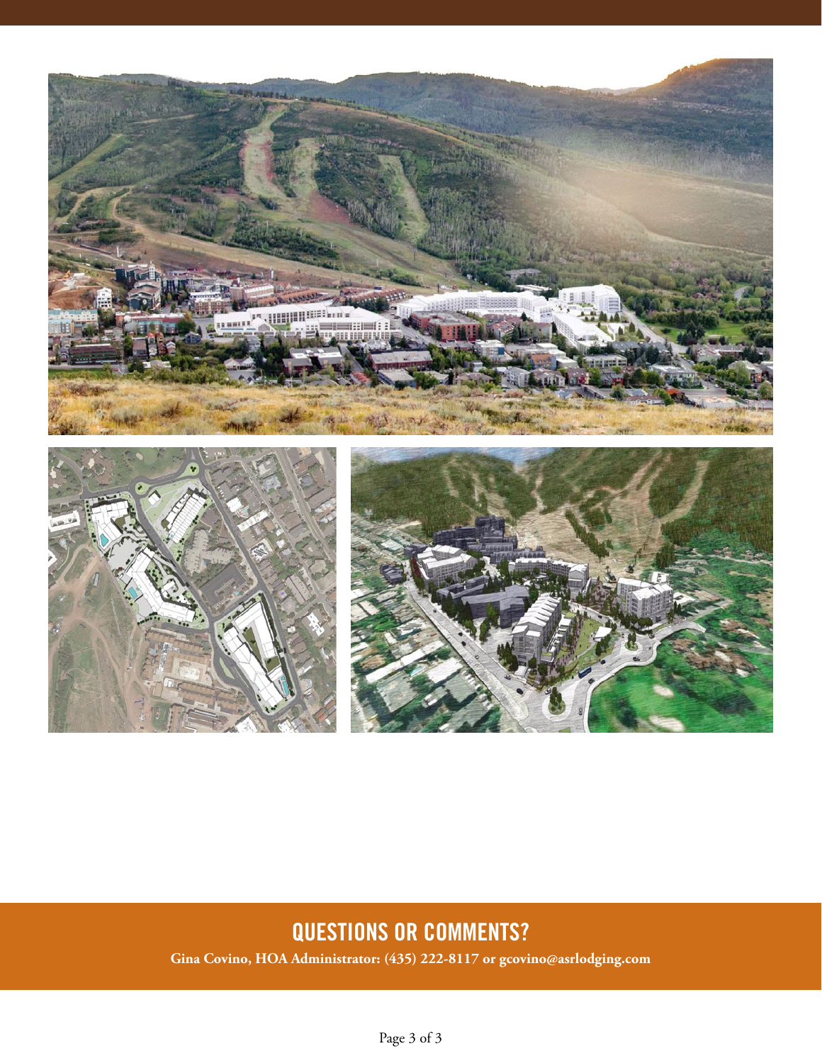## QUESTIONS OR COMMENTS?

**Gina Covino, HOA Administrator: (435) 222-8117 or gcovino@asrlodging.com**